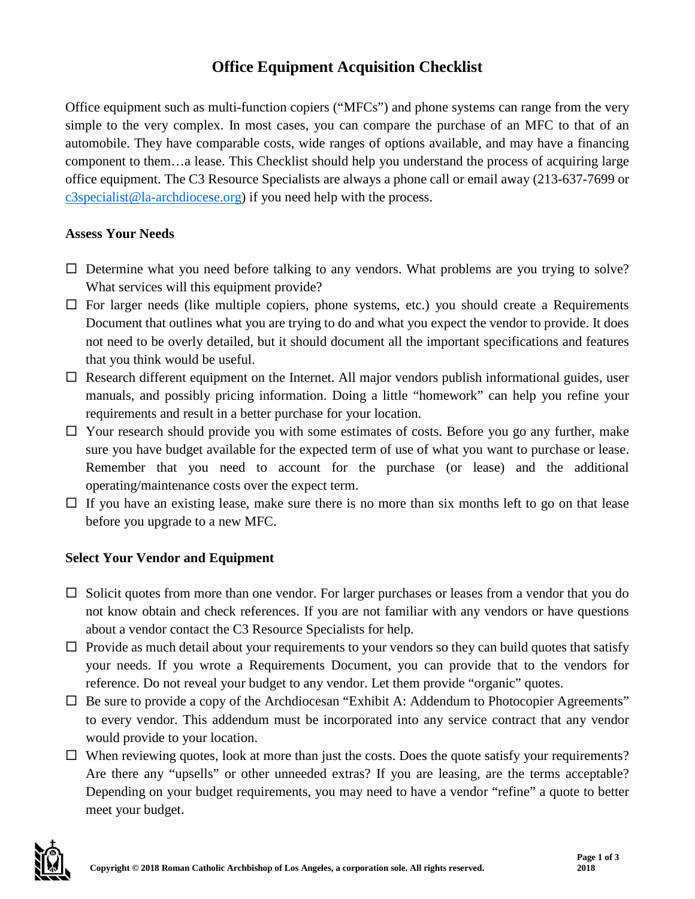# Office Equipment Acquisition Checklist

Office equipment such as multi-function copiers ("MFCs") and phone systems can range from the very simple to the very complex. In most cases, you can compare the purchase of an MFC to that of an automobile. They have comparable costs, wide ranges of options available, and may have a financing component to them…a lease. This Checklist should help you understand the process of acquiring large office equipment. The C3 Resource Specialists are always a phone call or email away (213-637-7699 or c3specialist@la-archdiocese.org) if you need help with the process.

**Assess Your Needs**

- ☐ Determine what you need before talking to any vendors. What problems are you trying to solve? What services will this equipment provide?
- ☐ For larger needs (like multiple copiers, phone systems, etc.) you should create a Requirements Document that outlines what you are trying to do and what you expect the vendor to provide. It does not need to be overly detailed, but it should document all the important specifications and features that you think would be useful.
- ☐ Research different equipment on the Internet. All major vendors publish informational guides, user manuals, and possibly pricing information. Doing a little "homework" can help you refine your requirements and result in a better purchase for your location.
- ☐ Your research should provide you with some estimates of costs. Before you go any further, make sure you have budget available for the expected term of use of what you want to purchase or lease. Remember that you need to account for the purchase (or lease) and the additional operating/maintenance costs over the expect term.
- ☐ If you have an existing lease, make sure there is no more than six months left to go on that lease before you upgrade to a new MFC.

**Select Your Vendor and Equipment**

- ☐ Solicit quotes from more than one vendor. For larger purchases or leases from a vendor that you do not know obtain and check references. If you are not familiar with any vendors or have questions about a vendor contact the C3 Resource Specialists for help.
- ☐ Provide as much detail about your requirements to your vendors so they can build quotes that satisfy your needs. If you wrote a Requirements Document, you can provide that to the vendors for reference. Do not reveal your budget to any vendor. Let them provide "organic" quotes.
- ☐ Be sure to provide a copy of the Archdiocesan "Exhibit A: Addendum to Photocopier Agreements" to every vendor. This addendum must be incorporated into any service contract that any vendor would provide to your location.
- ☐ When reviewing quotes, look at more than just the costs. Does the quote satisfy your requirements? Are there any "upsells" or other unneeded extras? If you are leasing, are the terms acceptable? Depending on your budget requirements, you may need to have a vendor "refine" a quote to better meet your budget.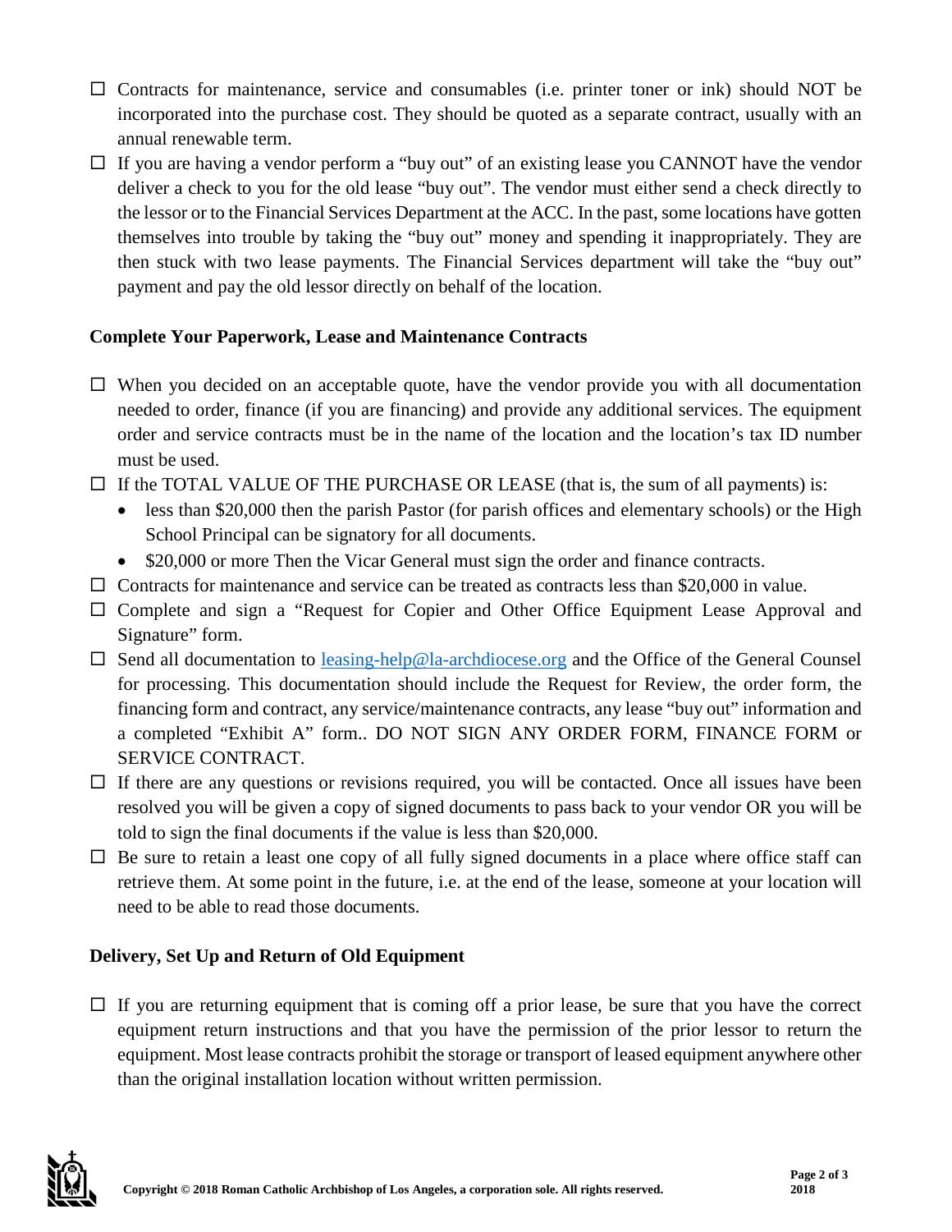- ☐ Contracts for maintenance, service and consumables (i.e. printer toner or ink) should NOT be incorporated into the purchase cost. They should be quoted as a separate contract, usually with an annual renewable term.
- ☐ If you are having a vendor perform a "buy out" of an existing lease you CANNOT have the vendor deliver a check to you for the old lease "buy out". The vendor must either send a check directly to the lessor or to the Financial Services Department at the ACC. In the past, some locations have gotten themselves into trouble by taking the "buy out" money and spending it inappropriately. They are then stuck with two lease payments. The Financial Services department will take the "buy out" payment and pay the old lessor directly on behalf of the location.

### Complete Your Paperwork, Lease and Maintenance Contracts

- ☐ When you decided on an acceptable quote, have the vendor provide you with all documentation needed to order, finance (if you are financing) and provide any additional services. The equipment order and service contracts must be in the name of the location and the location's tax ID number must be used.
- ☐ If the TOTAL VALUE OF THE PURCHASE OR LEASE (that is, the sum of all payments) is:
  - less than $20,000 then the parish Pastor (for parish offices and elementary schools) or the High School Principal can be signatory for all documents.
  - $20,000 or more Then the Vicar General must sign the order and finance contracts.
- ☐ Contracts for maintenance and service can be treated as contracts less than $20,000 in value.
- ☐ Complete and sign a "Request for Copier and Other Office Equipment Lease Approval and Signature" form.
- ☐ Send all documentation to [leasing-help@la-archdiocese.org](mailto:leasing-help@la-archdiocese.org) and the Office of the General Counsel for processing. This documentation should include the Request for Review, the order form, the financing form and contract, any service/maintenance contracts, any lease "buy out" information and a completed "Exhibit A" form.. DO NOT SIGN ANY ORDER FORM, FINANCE FORM or SERVICE CONTRACT.
- ☐ If there are any questions or revisions required, you will be contacted. Once all issues have been resolved you will be given a copy of signed documents to pass back to your vendor OR you will be told to sign the final documents if the value is less than $20,000.
- ☐ Be sure to retain a least one copy of all fully signed documents in a place where office staff can retrieve them. At some point in the future, i.e. at the end of the lease, someone at your location will need to be able to read those documents.

### Delivery, Set Up and Return of Old Equipment

- ☐ If you are returning equipment that is coming off a prior lease, be sure that you have the correct equipment return instructions and that you have the permission of the prior lessor to return the equipment. Most lease contracts prohibit the storage or transport of leased equipment anywhere other than the original installation location without written permission.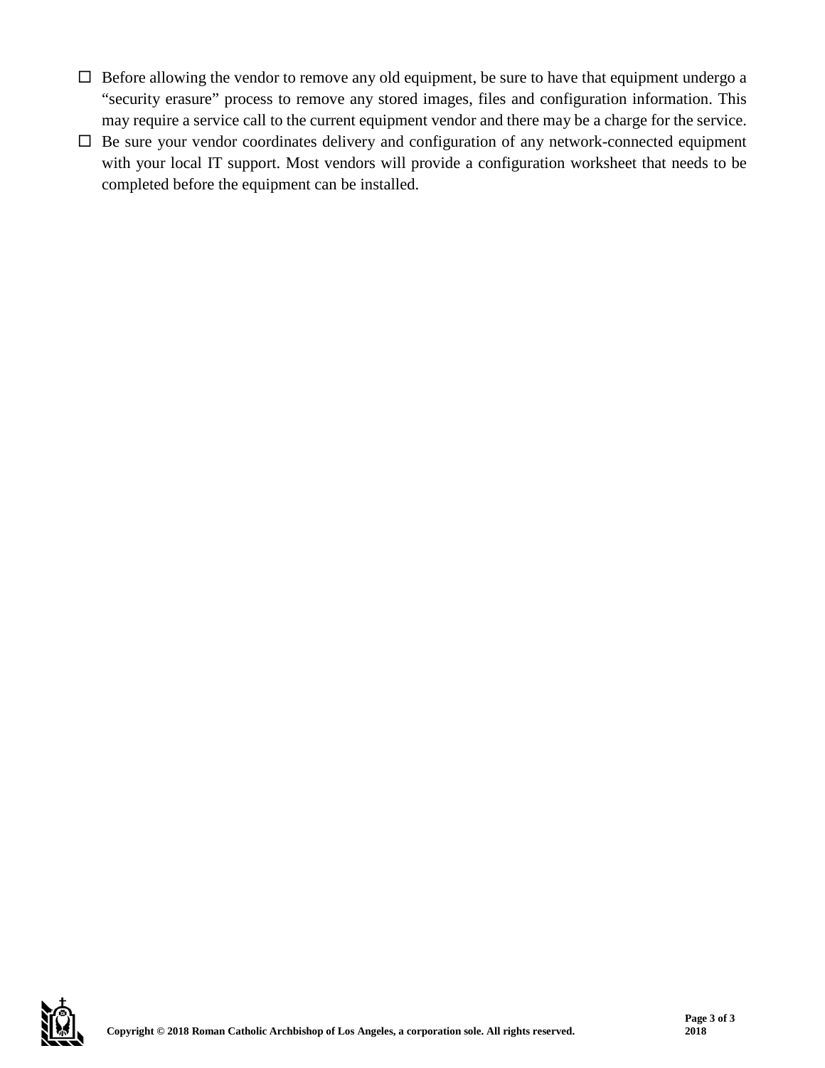- ☐ Before allowing the vendor to remove any old equipment, be sure to have that equipment undergo a "security erasure" process to remove any stored images, files and configuration information. This may require a service call to the current equipment vendor and there may be a charge for the service.
- ☐ Be sure your vendor coordinates delivery and configuration of any network-connected equipment with your local IT support. Most vendors will provide a configuration worksheet that needs to be completed before the equipment can be installed.